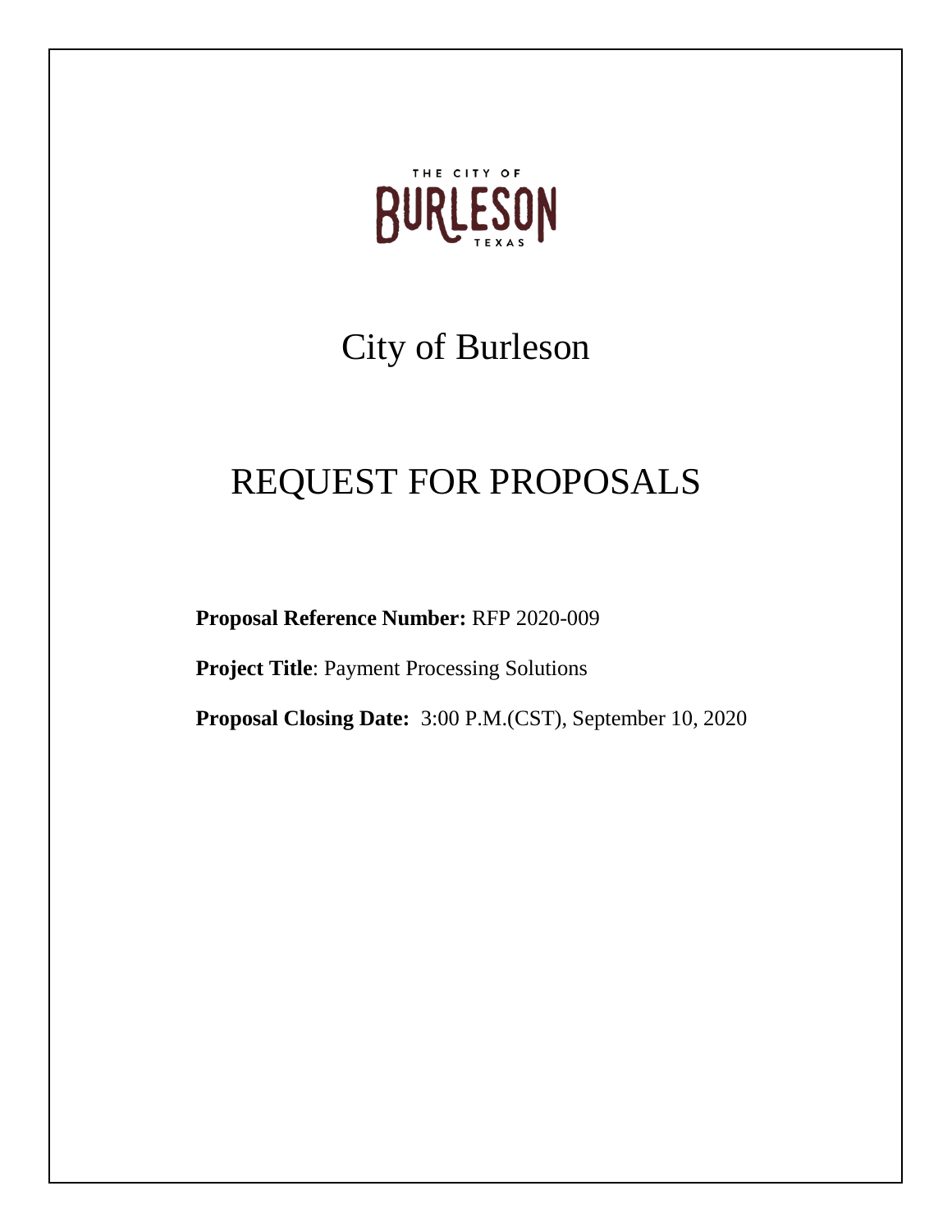THE CITY OF
BURLESON
TEXAS

# City of Burleson

# REQUEST FOR PROPOSALS

**Proposal Reference Number:** RFP 2020-009

**Project Title**: Payment Processing Solutions

**Proposal Closing Date:** 3:00 P.M.(CST), September 10, 2020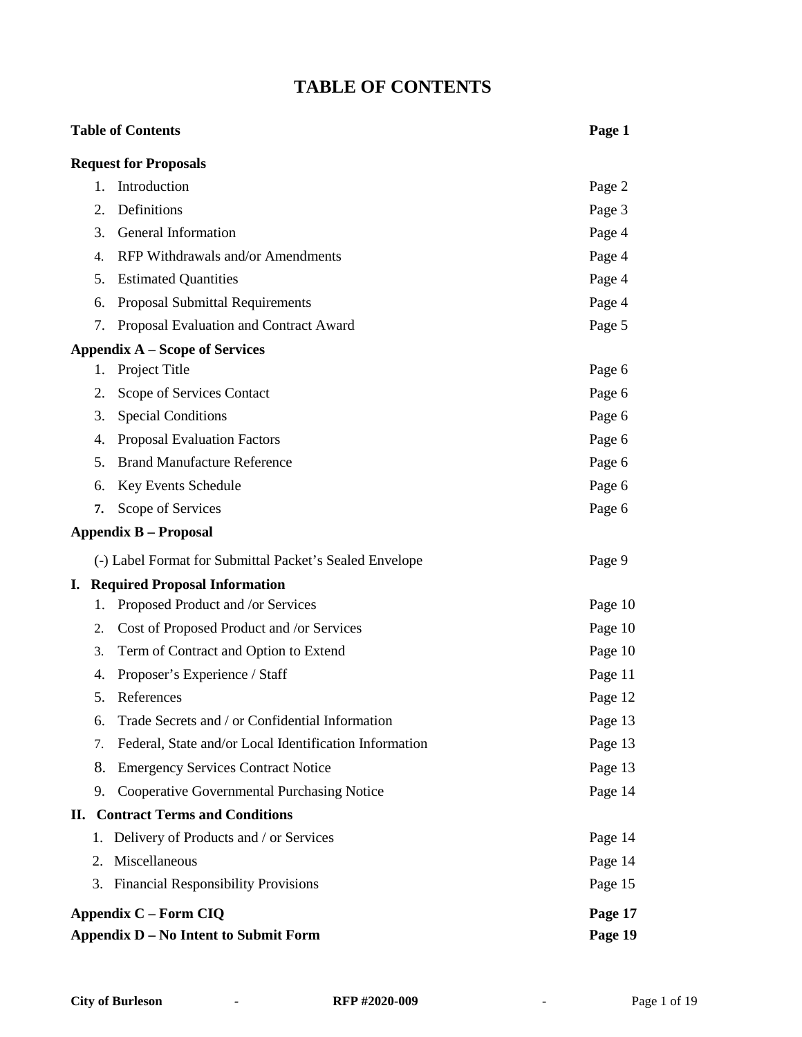# TABLE OF CONTENTS

| | |
|---|---|
| **Table of Contents** | **Page 1** |
| **Request for Proposals** | |
| 1. Introduction | Page 2 |
| 2. Definitions | Page 3 |
| 3. General Information | Page 4 |
| 4. RFP Withdrawals and/or Amendments | Page 4 |
| 5. Estimated Quantities | Page 4 |
| 6. Proposal Submittal Requirements | Page 4 |
| 7. Proposal Evaluation and Contract Award | Page 5 |
| **Appendix A – Scope of Services** | |
| 1. Project Title | Page 6 |
| 2. Scope of Services Contact | Page 6 |
| 3. Special Conditions | Page 6 |
| 4. Proposal Evaluation Factors | Page 6 |
| 5. Brand Manufacture Reference | Page 6 |
| 6. Key Events Schedule | Page 6 |
| 7. Scope of Services | Page 6 |
| **Appendix B – Proposal** | |
| (-) Label Format for Submittal Packet's Sealed Envelope | Page 9 |
| **I. Required Proposal Information** | |
| 1. Proposed Product and /or Services | Page 10 |
| 2. Cost of Proposed Product and /or Services | Page 10 |
| 3. Term of Contract and Option to Extend | Page 10 |
| 4. Proposer's Experience / Staff | Page 11 |
| 5. References | Page 12 |
| 6. Trade Secrets and / or Confidential Information | Page 13 |
| 7. Federal, State and/or Local Identification Information | Page 13 |
| 8. Emergency Services Contract Notice | Page 13 |
| 9. Cooperative Governmental Purchasing Notice | Page 14 |
| **II. Contract Terms and Conditions** | |
| 1. Delivery of Products and / or Services | Page 14 |
| 2. Miscellaneous | Page 14 |
| 3. Financial Responsibility Provisions | Page 15 |
| **Appendix C – Form CIQ** | **Page 17** |
| **Appendix D – No Intent to Submit Form** | **Page 19** |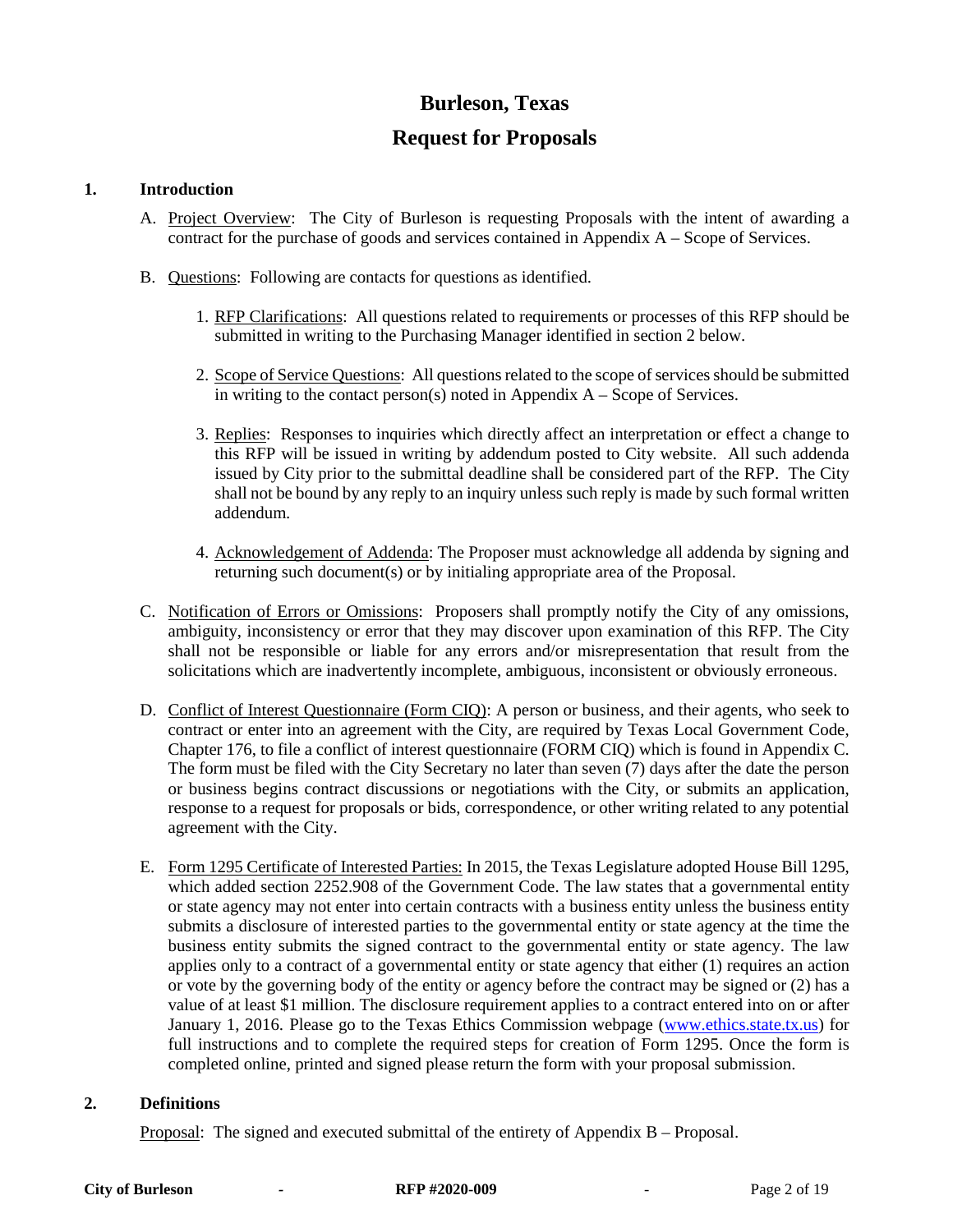# Burleson, Texas

# Request for Proposals

## 1. Introduction

A. Project Overview: The City of Burleson is requesting Proposals with the intent of awarding a contract for the purchase of goods and services contained in Appendix A – Scope of Services.

B. Questions: Following are contacts for questions as identified.

1. RFP Clarifications: All questions related to requirements or processes of this RFP should be submitted in writing to the Purchasing Manager identified in section 2 below.

2. Scope of Service Questions: All questions related to the scope of services should be submitted in writing to the contact person(s) noted in Appendix A – Scope of Services.

3. Replies: Responses to inquiries which directly affect an interpretation or effect a change to this RFP will be issued in writing by addendum posted to City website. All such addenda issued by City prior to the submittal deadline shall be considered part of the RFP. The City shall not be bound by any reply to an inquiry unless such reply is made by such formal written addendum.

4. Acknowledgement of Addenda: The Proposer must acknowledge all addenda by signing and returning such document(s) or by initialing appropriate area of the Proposal.

C. Notification of Errors or Omissions: Proposers shall promptly notify the City of any omissions, ambiguity, inconsistency or error that they may discover upon examination of this RFP. The City shall not be responsible or liable for any errors and/or misrepresentation that result from the solicitations which are inadvertently incomplete, ambiguous, inconsistent or obviously erroneous.

D. Conflict of Interest Questionnaire (Form CIQ): A person or business, and their agents, who seek to contract or enter into an agreement with the City, are required by Texas Local Government Code, Chapter 176, to file a conflict of interest questionnaire (FORM CIQ) which is found in Appendix C. The form must be filed with the City Secretary no later than seven (7) days after the date the person or business begins contract discussions or negotiations with the City, or submits an application, response to a request for proposals or bids, correspondence, or other writing related to any potential agreement with the City.

E. Form 1295 Certificate of Interested Parties: In 2015, the Texas Legislature adopted House Bill 1295, which added section 2252.908 of the Government Code. The law states that a governmental entity or state agency may not enter into certain contracts with a business entity unless the business entity submits a disclosure of interested parties to the governmental entity or state agency at the time the business entity submits the signed contract to the governmental entity or state agency. The law applies only to a contract of a governmental entity or state agency that either (1) requires an action or vote by the governing body of the entity or agency before the contract may be signed or (2) has a value of at least $1 million. The disclosure requirement applies to a contract entered into on or after January 1, 2016. Please go to the Texas Ethics Commission webpage (www.ethics.state.tx.us) for full instructions and to complete the required steps for creation of Form 1295. Once the form is completed online, printed and signed please return the form with your proposal submission.

## 2. Definitions

Proposal: The signed and executed submittal of the entirety of Appendix B – Proposal.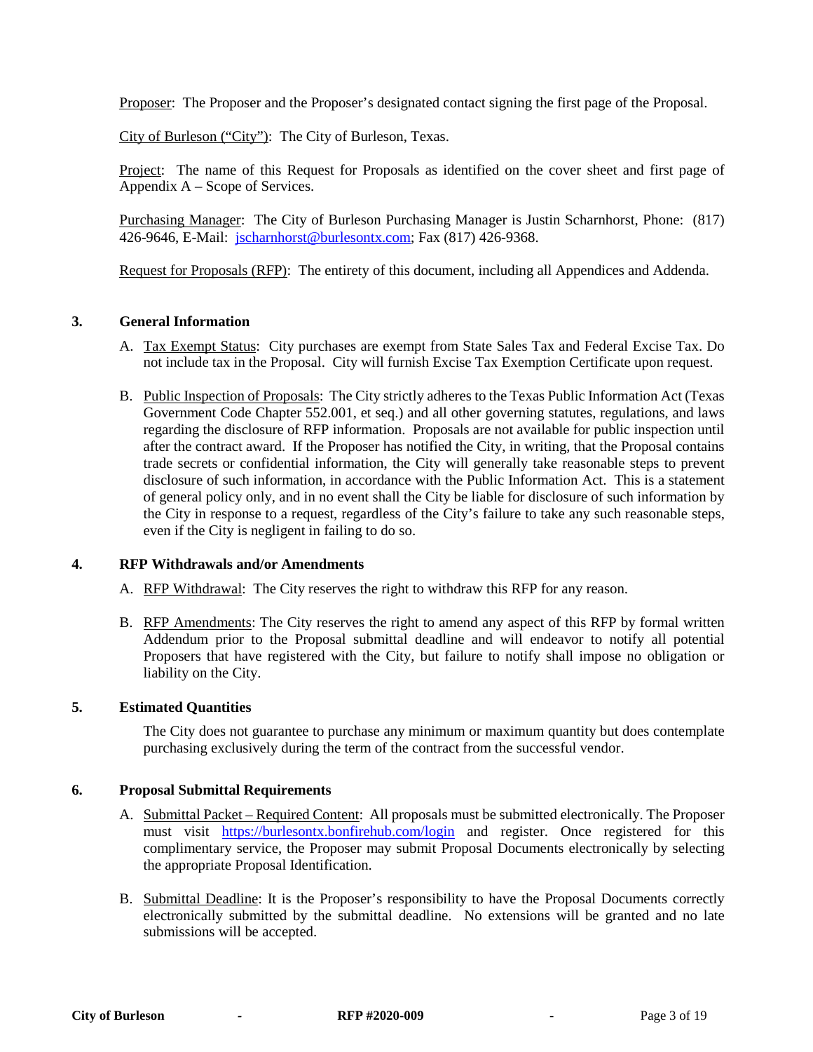Proposer: The Proposer and the Proposer's designated contact signing the first page of the Proposal.

City of Burleson ("City"): The City of Burleson, Texas.

Project: The name of this Request for Proposals as identified on the cover sheet and first page of Appendix A – Scope of Services.

Purchasing Manager: The City of Burleson Purchasing Manager is Justin Scharnhorst, Phone: (817) 426-9646, E-Mail: jscharnhorst@burlesontx.com; Fax (817) 426-9368.

Request for Proposals (RFP): The entirety of this document, including all Appendices and Addenda.

## 3. General Information

A. Tax Exempt Status: City purchases are exempt from State Sales Tax and Federal Excise Tax. Do not include tax in the Proposal. City will furnish Excise Tax Exemption Certificate upon request.

B. Public Inspection of Proposals: The City strictly adheres to the Texas Public Information Act (Texas Government Code Chapter 552.001, et seq.) and all other governing statutes, regulations, and laws regarding the disclosure of RFP information. Proposals are not available for public inspection until after the contract award. If the Proposer has notified the City, in writing, that the Proposal contains trade secrets or confidential information, the City will generally take reasonable steps to prevent disclosure of such information, in accordance with the Public Information Act. This is a statement of general policy only, and in no event shall the City be liable for disclosure of such information by the City in response to a request, regardless of the City's failure to take any such reasonable steps, even if the City is negligent in failing to do so.

## 4. RFP Withdrawals and/or Amendments

A. RFP Withdrawal: The City reserves the right to withdraw this RFP for any reason.

B. RFP Amendments: The City reserves the right to amend any aspect of this RFP by formal written Addendum prior to the Proposal submittal deadline and will endeavor to notify all potential Proposers that have registered with the City, but failure to notify shall impose no obligation or liability on the City.

## 5. Estimated Quantities

The City does not guarantee to purchase any minimum or maximum quantity but does contemplate purchasing exclusively during the term of the contract from the successful vendor.

## 6. Proposal Submittal Requirements

A. Submittal Packet – Required Content: All proposals must be submitted electronically. The Proposer must visit https://burlesontx.bonfirehub.com/login and register. Once registered for this complimentary service, the Proposer may submit Proposal Documents electronically by selecting the appropriate Proposal Identification.

B. Submittal Deadline: It is the Proposer's responsibility to have the Proposal Documents correctly electronically submitted by the submittal deadline. No extensions will be granted and no late submissions will be accepted.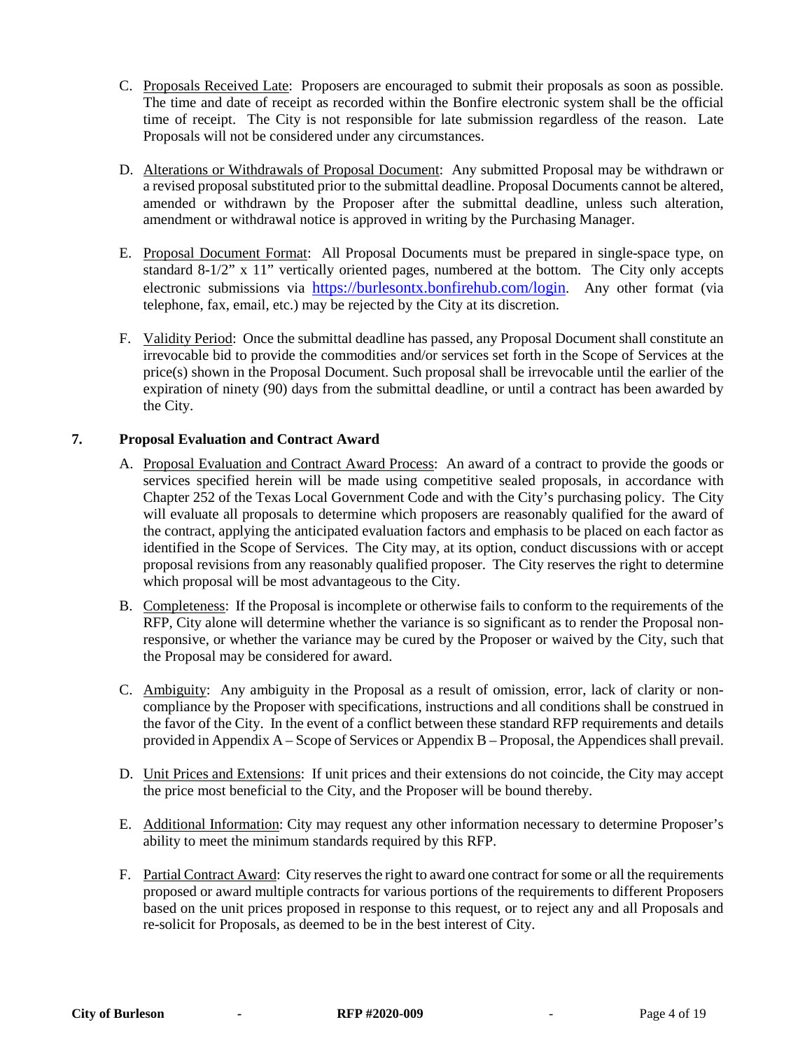C. Proposals Received Late: Proposers are encouraged to submit their proposals as soon as possible. The time and date of receipt as recorded within the Bonfire electronic system shall be the official time of receipt. The City is not responsible for late submission regardless of the reason. Late Proposals will not be considered under any circumstances.

D. Alterations or Withdrawals of Proposal Document: Any submitted Proposal may be withdrawn or a revised proposal substituted prior to the submittal deadline. Proposal Documents cannot be altered, amended or withdrawn by the Proposer after the submittal deadline, unless such alteration, amendment or withdrawal notice is approved in writing by the Purchasing Manager.

E. Proposal Document Format: All Proposal Documents must be prepared in single-space type, on standard 8-1/2" x 11" vertically oriented pages, numbered at the bottom. The City only accepts electronic submissions via [https://burlesontx.bonfirehub.com/login](https://burlesontx.bonfirehub.com/login). Any other format (via telephone, fax, email, etc.) may be rejected by the City at its discretion.

F. Validity Period: Once the submittal deadline has passed, any Proposal Document shall constitute an irrevocable bid to provide the commodities and/or services set forth in the Scope of Services at the price(s) shown in the Proposal Document. Such proposal shall be irrevocable until the earlier of the expiration of ninety (90) days from the submittal deadline, or until a contract has been awarded by the City.

## 7. Proposal Evaluation and Contract Award

A. Proposal Evaluation and Contract Award Process: An award of a contract to provide the goods or services specified herein will be made using competitive sealed proposals, in accordance with Chapter 252 of the Texas Local Government Code and with the City's purchasing policy. The City will evaluate all proposals to determine which proposers are reasonably qualified for the award of the contract, applying the anticipated evaluation factors and emphasis to be placed on each factor as identified in the Scope of Services. The City may, at its option, conduct discussions with or accept proposal revisions from any reasonably qualified proposer. The City reserves the right to determine which proposal will be most advantageous to the City.

B. Completeness: If the Proposal is incomplete or otherwise fails to conform to the requirements of the RFP, City alone will determine whether the variance is so significant as to render the Proposal non-responsive, or whether the variance may be cured by the Proposer or waived by the City, such that the Proposal may be considered for award.

C. Ambiguity: Any ambiguity in the Proposal as a result of omission, error, lack of clarity or non-compliance by the Proposer with specifications, instructions and all conditions shall be construed in the favor of the City. In the event of a conflict between these standard RFP requirements and details provided in Appendix A – Scope of Services or Appendix B – Proposal, the Appendices shall prevail.

D. Unit Prices and Extensions: If unit prices and their extensions do not coincide, the City may accept the price most beneficial to the City, and the Proposer will be bound thereby.

E. Additional Information: City may request any other information necessary to determine Proposer's ability to meet the minimum standards required by this RFP.

F. Partial Contract Award: City reserves the right to award one contract for some or all the requirements proposed or award multiple contracts for various portions of the requirements to different Proposers based on the unit prices proposed in response to this request, or to reject any and all Proposals and re-solicit for Proposals, as deemed to be in the best interest of City.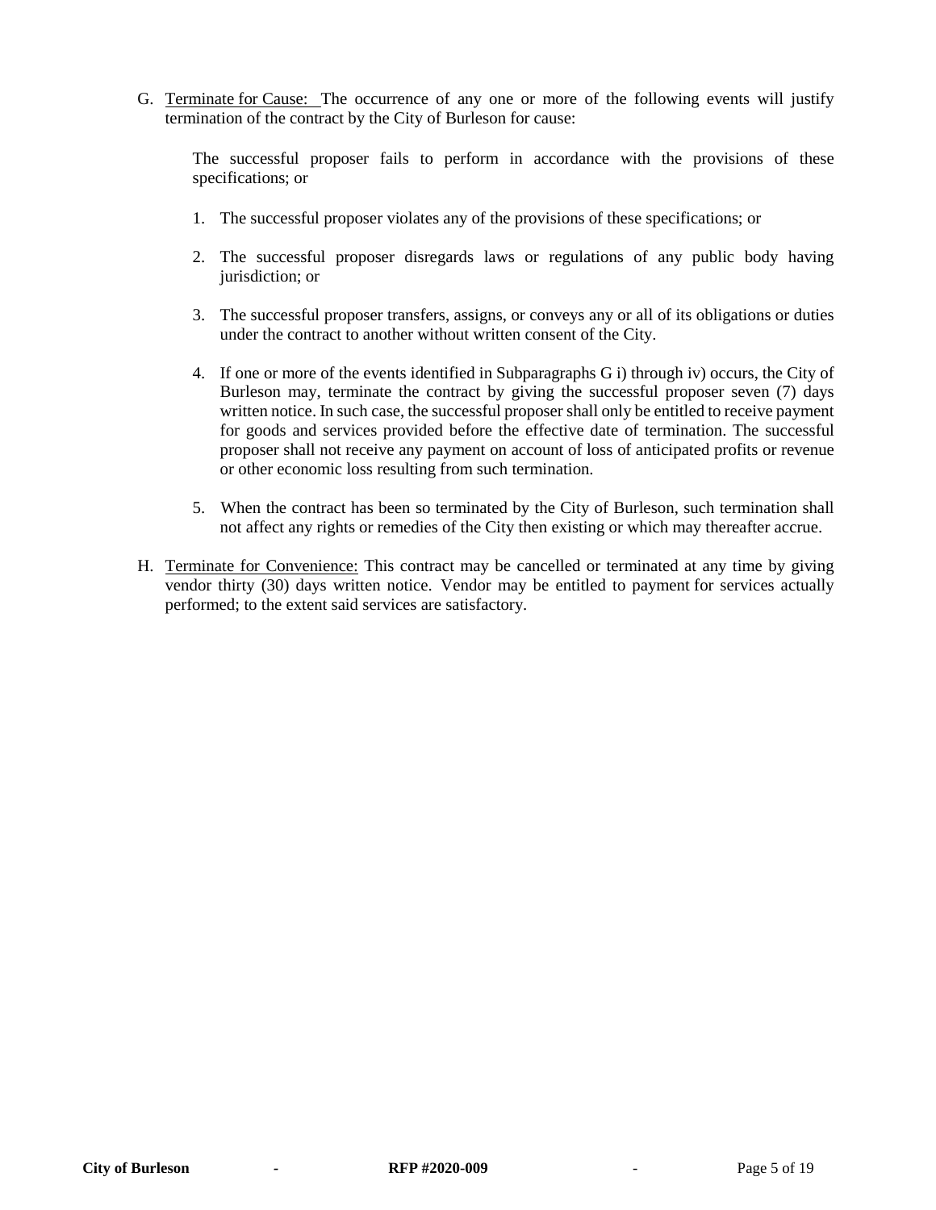G. Terminate for Cause: The occurrence of any one or more of the following events will justify termination of the contract by the City of Burleson for cause:

   The successful proposer fails to perform in accordance with the provisions of these specifications; or

   1. The successful proposer violates any of the provisions of these specifications; or

   2. The successful proposer disregards laws or regulations of any public body having jurisdiction; or

   3. The successful proposer transfers, assigns, or conveys any or all of its obligations or duties under the contract to another without written consent of the City.

   4. If one or more of the events identified in Subparagraphs G i) through iv) occurs, the City of Burleson may, terminate the contract by giving the successful proposer seven (7) days written notice. In such case, the successful proposer shall only be entitled to receive payment for goods and services provided before the effective date of termination. The successful proposer shall not receive any payment on account of loss of anticipated profits or revenue or other economic loss resulting from such termination.

   5. When the contract has been so terminated by the City of Burleson, such termination shall not affect any rights or remedies of the City then existing or which may thereafter accrue.

H. Terminate for Convenience: This contract may be cancelled or terminated at any time by giving vendor thirty (30) days written notice. Vendor may be entitled to payment for services actually performed; to the extent said services are satisfactory.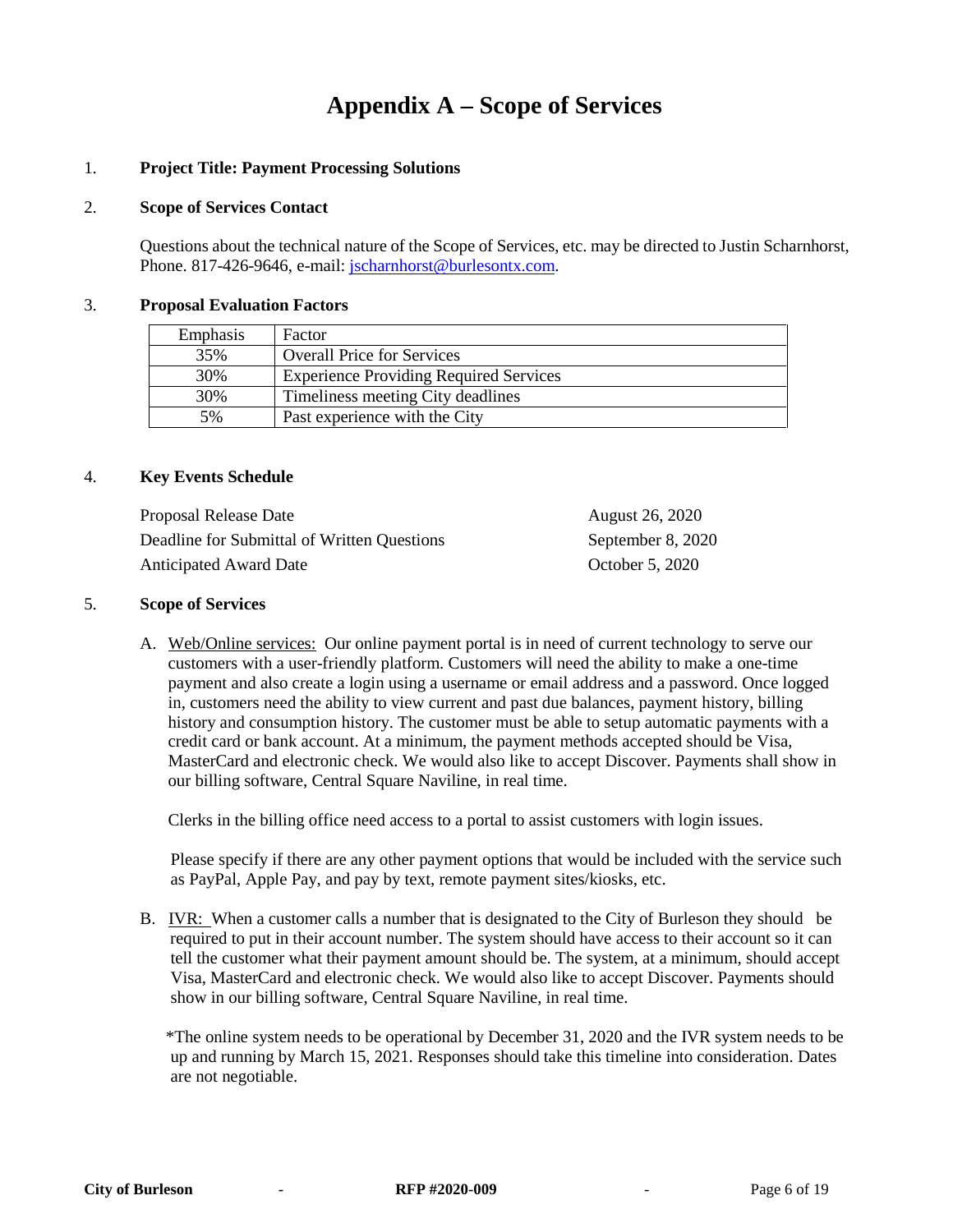# Appendix A – Scope of Services

1. **Project Title: Payment Processing Solutions**

2. **Scope of Services Contact**

   Questions about the technical nature of the Scope of Services, etc. may be directed to Justin Scharnhorst, Phone. 817-426-9646, e-mail: jscharnhorst@burlesontx.com.

3. **Proposal Evaluation Factors**

| Emphasis | Factor |
|---|---|
| 35% | Overall Price for Services |
| 30% | Experience Providing Required Services |
| 30% | Timeliness meeting City deadlines |
| 5% | Past experience with the City |

4. **Key Events Schedule**

| | |
|---|---|
| Proposal Release Date | August 26, 2020 |
| Deadline for Submittal of Written Questions | September 8, 2020 |
| Anticipated Award Date | October 5, 2020 |

5. **Scope of Services**

   A. Web/Online services: Our online payment portal is in need of current technology to serve our customers with a user-friendly platform. Customers will need the ability to make a one-time payment and also create a login using a username or email address and a password. Once logged in, customers need the ability to view current and past due balances, payment history, billing history and consumption history. The customer must be able to setup automatic payments with a credit card or bank account. At a minimum, the payment methods accepted should be Visa, MasterCard and electronic check. We would also like to accept Discover. Payments shall show in our billing software, Central Square Naviline, in real time.

   Clerks in the billing office need access to a portal to assist customers with login issues.

   Please specify if there are any other payment options that would be included with the service such as PayPal, Apple Pay, and pay by text, remote payment sites/kiosks, etc.

   B. IVR: When a customer calls a number that is designated to the City of Burleson they should be required to put in their account number. The system should have access to their account so it can tell the customer what their payment amount should be. The system, at a minimum, should accept Visa, MasterCard and electronic check. We would also like to accept Discover. Payments should show in our billing software, Central Square Naviline, in real time.

   *The online system needs to be operational by December 31, 2020 and the IVR system needs to be up and running by March 15, 2021. Responses should take this timeline into consideration. Dates are not negotiable.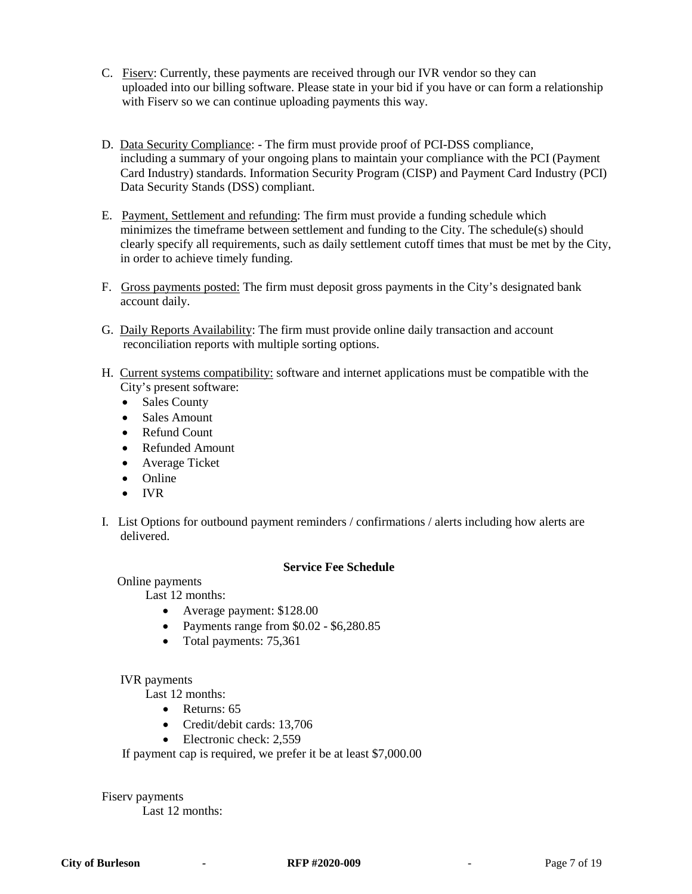C. <u>Fiserv</u>: Currently, these payments are received through our IVR vendor so they can uploaded into our billing software. Please state in your bid if you have or can form a relationship with Fiserv so we can continue uploading payments this way.

D. <u>Data Security Compliance</u>: - The firm must provide proof of PCI-DSS compliance, including a summary of your ongoing plans to maintain your compliance with the PCI (Payment Card Industry) standards. Information Security Program (CISP) and Payment Card Industry (PCI) Data Security Stands (DSS) compliant.

E. <u>Payment, Settlement and refunding</u>: The firm must provide a funding schedule which minimizes the timeframe between settlement and funding to the City. The schedule(s) should clearly specify all requirements, such as daily settlement cutoff times that must be met by the City, in order to achieve timely funding.

F. <u>Gross payments posted:</u> The firm must deposit gross payments in the City's designated bank account daily.

G. <u>Daily Reports Availability</u>: The firm must provide online daily transaction and account reconciliation reports with multiple sorting options.

H. <u>Current systems compatibility:</u> software and internet applications must be compatible with the City's present software:
   - Sales County
   - Sales Amount
   - Refund Count
   - Refunded Amount
   - Average Ticket
   - Online
   - IVR

I. List Options for outbound payment reminders / confirmations / alerts including how alerts are delivered.

**Service Fee Schedule**

Online payments

Last 12 months:

- Average payment: $128.00
- Payments range from $0.02 - $6,280.85
- Total payments: 75,361

IVR payments

Last 12 months:

- Returns: 65
- Credit/debit cards: 13,706
- Electronic check: 2,559

If payment cap is required, we prefer it be at least $7,000.00

Fiserv payments

Last 12 months: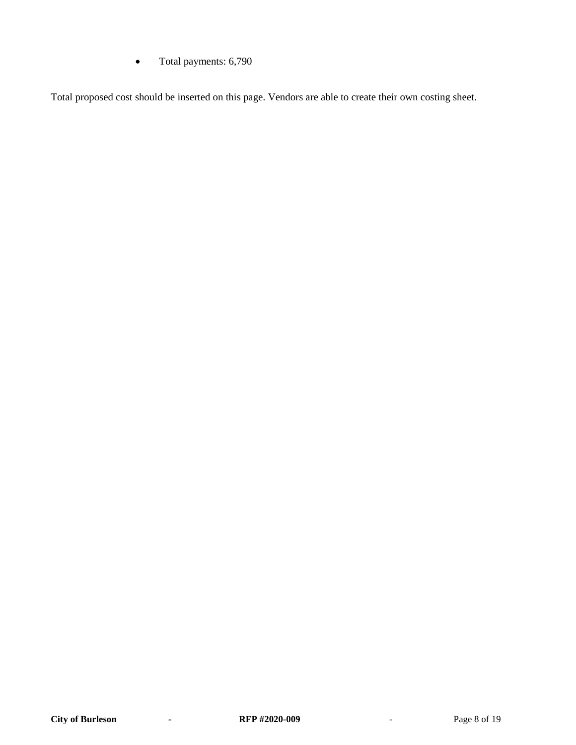- Total payments: 6,790

Total proposed cost should be inserted on this page. Vendors are able to create their own costing sheet.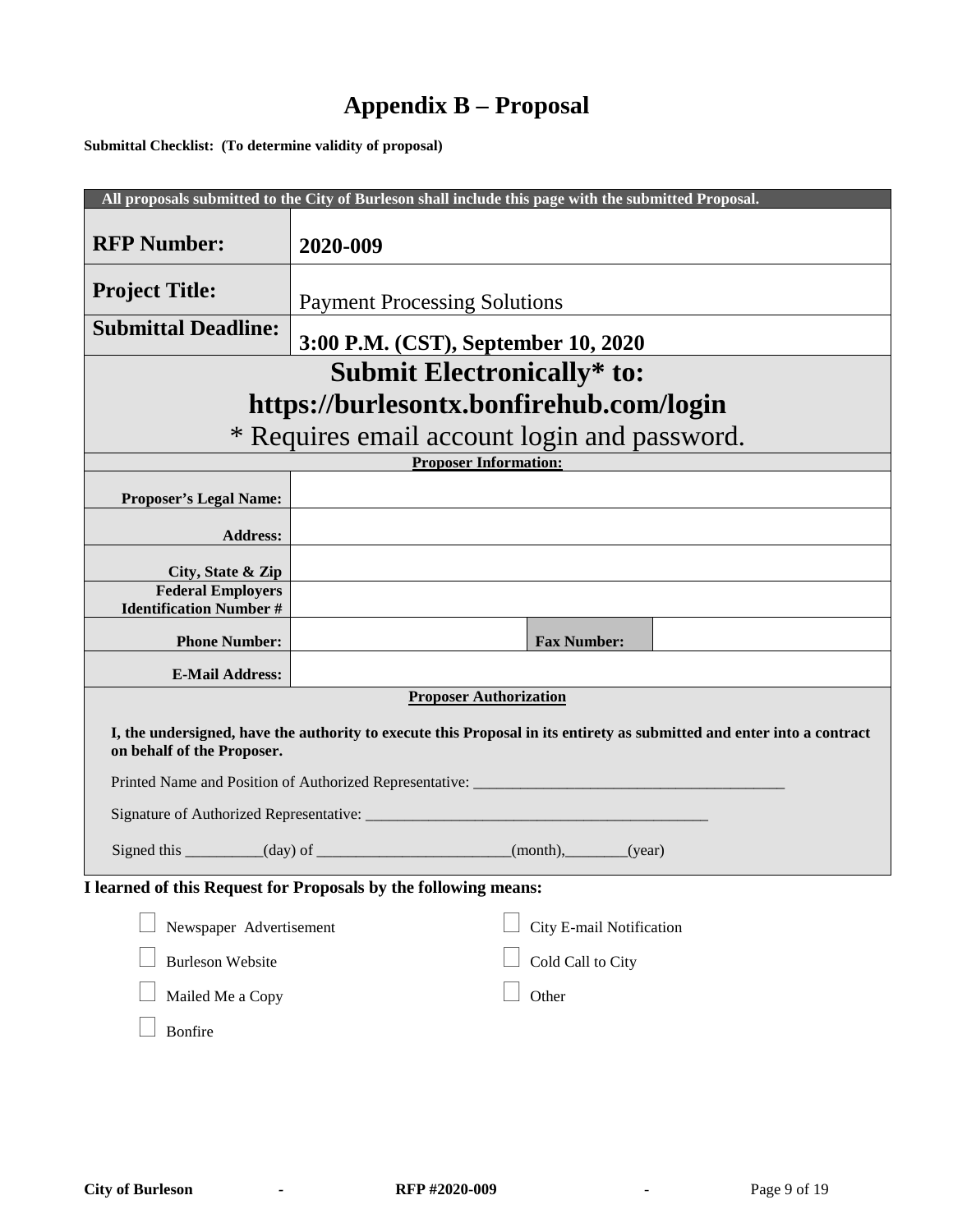# Appendix B – Proposal

**Submittal Checklist: (To determine validity of proposal)**

| All proposals submitted to the City of Burleson shall include this page with the submitted Proposal. | | | |
|---|---|---|---|
| **RFP Number:** | **2020-009** | | |
| **Project Title:** | Payment Processing Solutions | | |
| **Submittal Deadline:** | **3:00 P.M. (CST), September 10, 2020** | | |
| **Submit Electronically* to: https://burlesontx.bonfirehub.com/login** * Requires email account login and password. | | | |
| **Proposer Information:** | | | |
| **Proposer's Legal Name:** | | | |
| **Address:** | | | |
| **City, State & Zip** | | | |
| **Federal Employers Identification Number #** | | | |
| **Phone Number:** | | **Fax Number:** | |
| **E-Mail Address:** | | | |

**Proposer Authorization**

**I, the undersigned, have the authority to execute this Proposal in its entirety as submitted and enter into a contract on behalf of the Proposer.**

Printed Name and Position of Authorized Representative: _______________________________________

Signature of Authorized Representative: ____________________________________________

Signed this __________(day) of ________________________(month),________(year)

**I learned of this Request for Proposals by the following means:**

- ☐ Newspaper Advertisement
- ☐ City E-mail Notification
- ☐ Burleson Website
- ☐ Cold Call to City
- ☐ Mailed Me a Copy
- ☐ Other
- ☐ Bonfire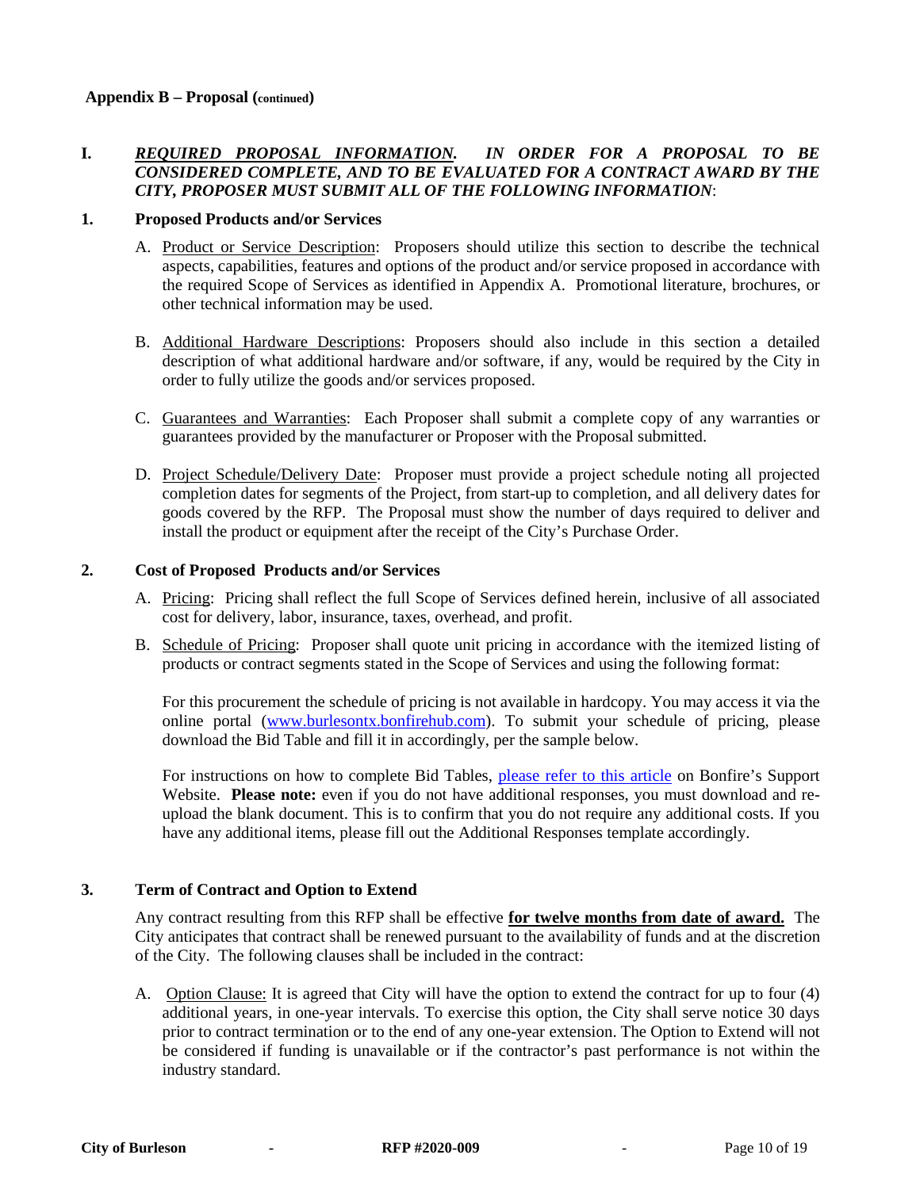**Appendix B – Proposal (continued)**

## I. *REQUIRED PROPOSAL INFORMATION. IN ORDER FOR A PROPOSAL TO BE CONSIDERED COMPLETE, AND TO BE EVALUATED FOR A CONTRACT AWARD BY THE CITY, PROPOSER MUST SUBMIT ALL OF THE FOLLOWING INFORMATION*:

### 1. Proposed Products and/or Services

A. Product or Service Description: Proposers should utilize this section to describe the technical aspects, capabilities, features and options of the product and/or service proposed in accordance with the required Scope of Services as identified in Appendix A. Promotional literature, brochures, or other technical information may be used.

B. Additional Hardware Descriptions: Proposers should also include in this section a detailed description of what additional hardware and/or software, if any, would be required by the City in order to fully utilize the goods and/or services proposed.

C. Guarantees and Warranties: Each Proposer shall submit a complete copy of any warranties or guarantees provided by the manufacturer or Proposer with the Proposal submitted.

D. Project Schedule/Delivery Date: Proposer must provide a project schedule noting all projected completion dates for segments of the Project, from start-up to completion, and all delivery dates for goods covered by the RFP. The Proposal must show the number of days required to deliver and install the product or equipment after the receipt of the City's Purchase Order.

### 2. Cost of Proposed Products and/or Services

A. Pricing: Pricing shall reflect the full Scope of Services defined herein, inclusive of all associated cost for delivery, labor, insurance, taxes, overhead, and profit.

B. Schedule of Pricing: Proposer shall quote unit pricing in accordance with the itemized listing of products or contract segments stated in the Scope of Services and using the following format:

For this procurement the schedule of pricing is not available in hardcopy. You may access it via the online portal (www.burlesontx.bonfirehub.com). To submit your schedule of pricing, please download the Bid Table and fill it in accordingly, per the sample below.

For instructions on how to complete Bid Tables, please refer to this article on Bonfire's Support Website. **Please note:** even if you do not have additional responses, you must download and re-upload the blank document. This is to confirm that you do not require any additional costs. If you have any additional items, please fill out the Additional Responses template accordingly.

### 3. Term of Contract and Option to Extend

Any contract resulting from this RFP shall be effective **for twelve months from date of award.** The City anticipates that contract shall be renewed pursuant to the availability of funds and at the discretion of the City. The following clauses shall be included in the contract:

A. Option Clause: It is agreed that City will have the option to extend the contract for up to four (4) additional years, in one-year intervals. To exercise this option, the City shall serve notice 30 days prior to contract termination or to the end of any one-year extension. The Option to Extend will not be considered if funding is unavailable or if the contractor's past performance is not within the industry standard.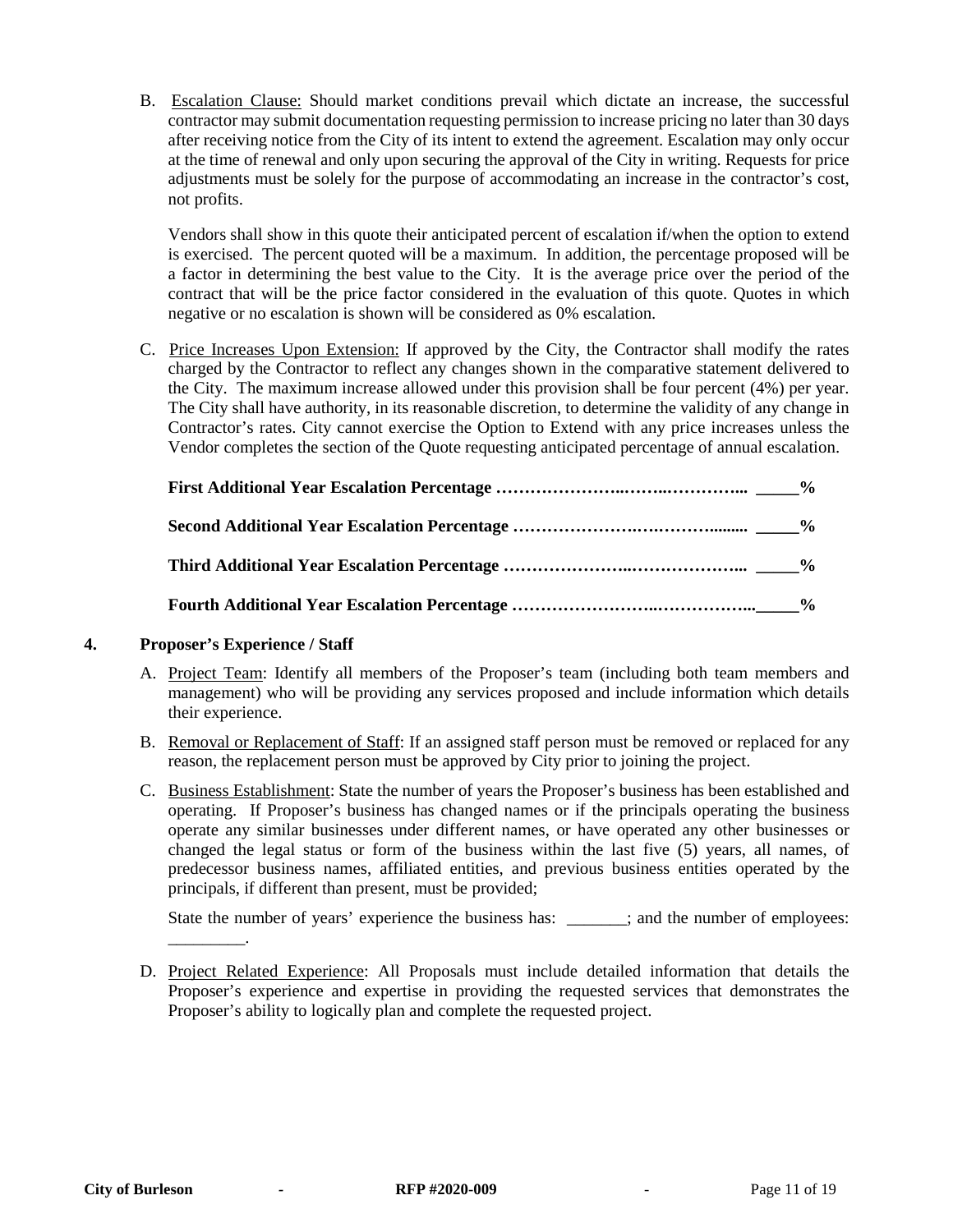B. Escalation Clause: Should market conditions prevail which dictate an increase, the successful contractor may submit documentation requesting permission to increase pricing no later than 30 days after receiving notice from the City of its intent to extend the agreement. Escalation may only occur at the time of renewal and only upon securing the approval of the City in writing. Requests for price adjustments must be solely for the purpose of accommodating an increase in the contractor's cost, not profits.

   Vendors shall show in this quote their anticipated percent of escalation if/when the option to extend is exercised. The percent quoted will be a maximum. In addition, the percentage proposed will be a factor in determining the best value to the City. It is the average price over the period of the contract that will be the price factor considered in the evaluation of this quote. Quotes in which negative or no escalation is shown will be considered as 0% escalation.

C. Price Increases Upon Extension: If approved by the City, the Contractor shall modify the rates charged by the Contractor to reflect any changes shown in the comparative statement delivered to the City. The maximum increase allowed under this provision shall be four percent (4%) per year. The City shall have authority, in its reasonable discretion, to determine the validity of any change in Contractor's rates. City cannot exercise the Option to Extend with any price increases unless the Vendor completes the section of the Quote requesting anticipated percentage of annual escalation.

   **First Additional Year Escalation Percentage ……………………..……..…………... _____%**

   **Second Additional Year Escalation Percentage ……………………….………......... _____%**

   **Third Additional Year Escalation Percentage ……………………..………………... _____%**

   **Fourth Additional Year Escalation Percentage ……………………..……………..._____%**

## 4. Proposer's Experience / Staff

A. Project Team: Identify all members of the Proposer's team (including both team members and management) who will be providing any services proposed and include information which details their experience.

B. Removal or Replacement of Staff: If an assigned staff person must be removed or replaced for any reason, the replacement person must be approved by City prior to joining the project.

C. Business Establishment: State the number of years the Proposer's business has been established and operating. If Proposer's business has changed names or if the principals operating the business operate any similar businesses under different names, or have operated any other businesses or changed the legal status or form of the business within the last five (5) years, all names, of predecessor business names, affiliated entities, and previous business entities operated by the principals, if different than present, must be provided;

   State the number of years' experience the business has: _______; and the number of employees: _________.

D. Project Related Experience: All Proposals must include detailed information that details the Proposer's experience and expertise in providing the requested services that demonstrates the Proposer's ability to logically plan and complete the requested project.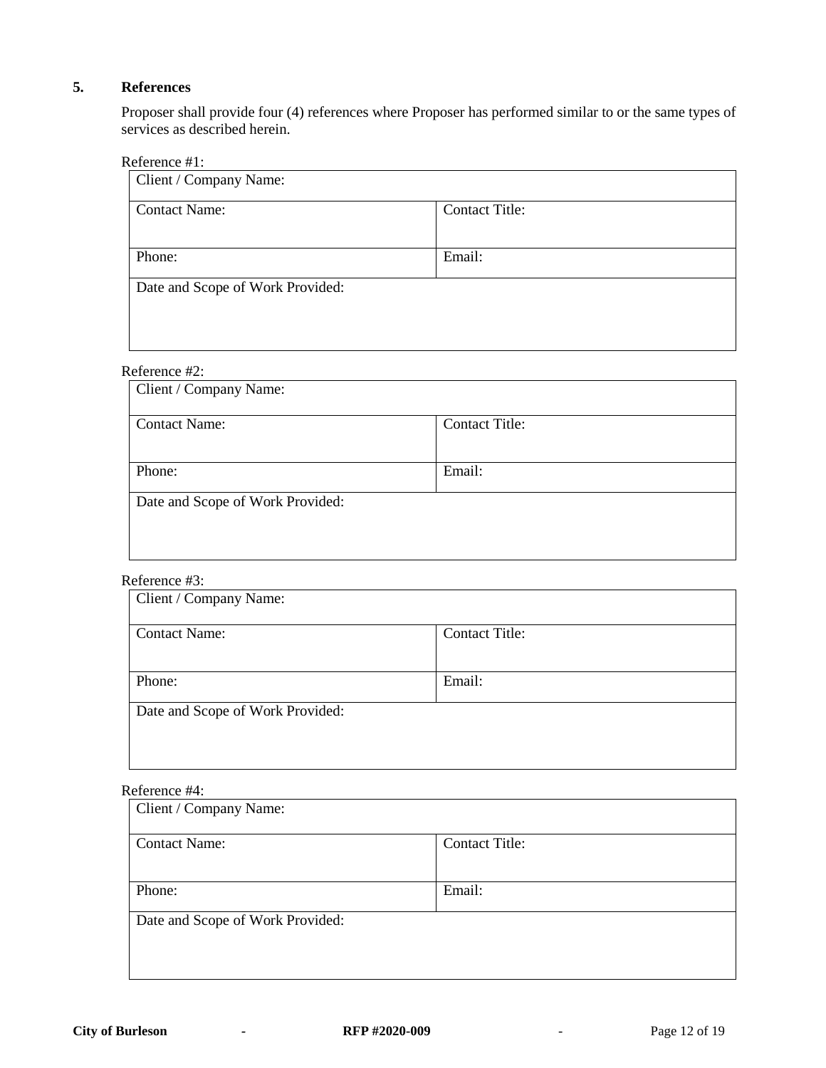## 5. References

Proposer shall provide four (4) references where Proposer has performed similar to or the same types of services as described herein.

Reference #1:

| Client / Company Name: | |
|---|---|
| Contact Name: | Contact Title: |
| Phone: | Email: |
| Date and Scope of Work Provided: | |

Reference #2:

| Client / Company Name: | |
|---|---|
| Contact Name: | Contact Title: |
| Phone: | Email: |
| Date and Scope of Work Provided: | |

Reference #3:

| Client / Company Name: | |
|---|---|
| Contact Name: | Contact Title: |
| Phone: | Email: |
| Date and Scope of Work Provided: | |

Reference #4:

| Client / Company Name: | |
|---|---|
| Contact Name: | Contact Title: |
| Phone: | Email: |
| Date and Scope of Work Provided: | |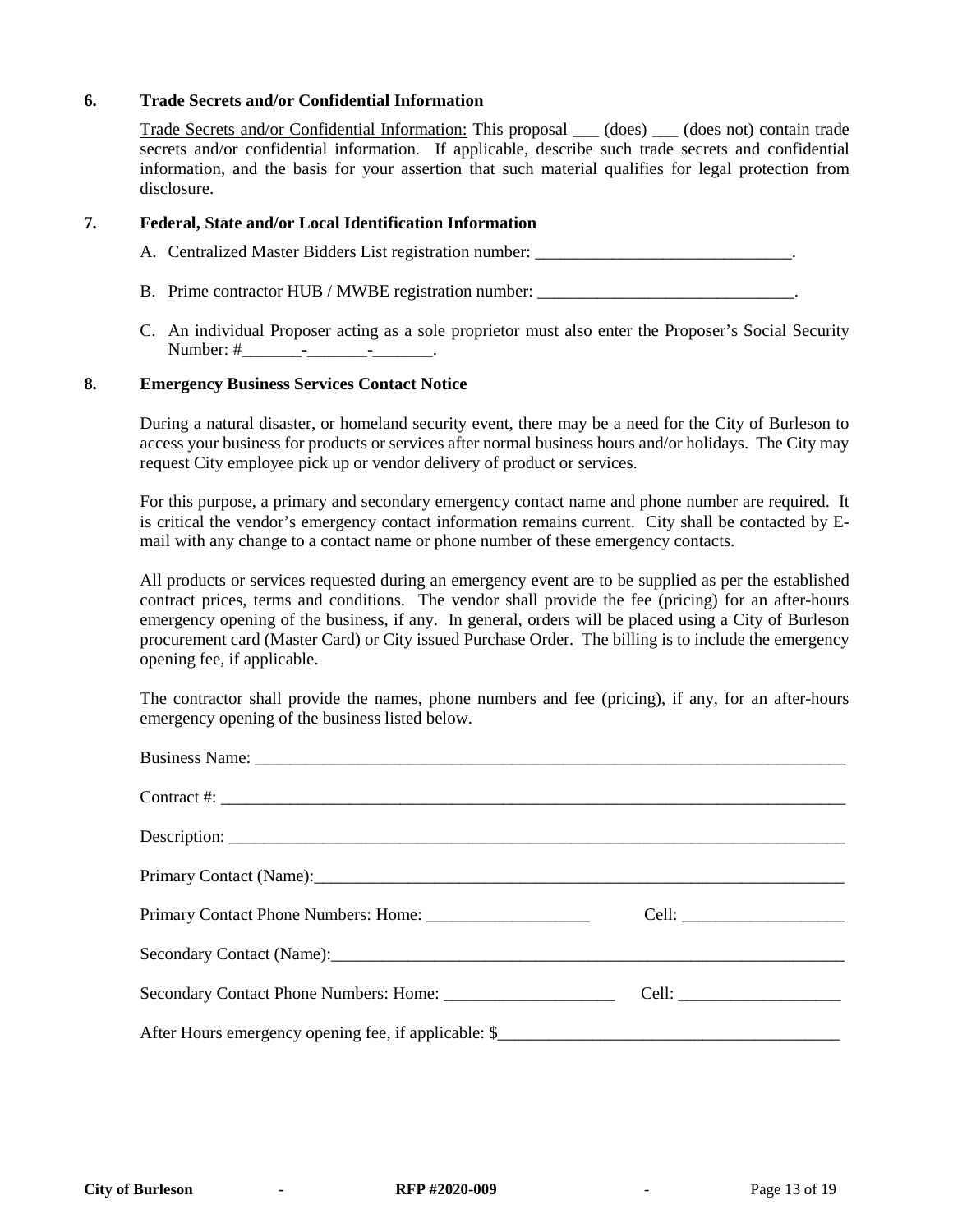### 6. Trade Secrets and/or Confidential Information

Trade Secrets and/or Confidential Information: This proposal ___ (does) ___ (does not) contain trade secrets and/or confidential information. If applicable, describe such trade secrets and confidential information, and the basis for your assertion that such material qualifies for legal protection from disclosure.

### 7. Federal, State and/or Local Identification Information

A. Centralized Master Bidders List registration number: ______________________________.

B. Prime contractor HUB / MWBE registration number: ______________________________.

C. An individual Proposer acting as a sole proprietor must also enter the Proposer's Social Security Number: #_______-_______-_______.

### 8. Emergency Business Services Contact Notice

During a natural disaster, or homeland security event, there may be a need for the City of Burleson to access your business for products or services after normal business hours and/or holidays. The City may request City employee pick up or vendor delivery of product or services.

For this purpose, a primary and secondary emergency contact name and phone number are required. It is critical the vendor's emergency contact information remains current. City shall be contacted by E-mail with any change to a contact name or phone number of these emergency contacts.

All products or services requested during an emergency event are to be supplied as per the established contract prices, terms and conditions. The vendor shall provide the fee (pricing) for an after-hours emergency opening of the business, if any. In general, orders will be placed using a City of Burleson procurement card (Master Card) or City issued Purchase Order. The billing is to include the emergency opening fee, if applicable.

The contractor shall provide the names, phone numbers and fee (pricing), if any, for an after-hours emergency opening of the business listed below.

Business Name: ___________________________________________________________________________

Contract #: ______________________________________________________________________________

Description: _____________________________________________________________________________

Primary Contact (Name):___________________________________________________________________

Primary Contact Phone Numbers: Home: ___________________ Cell: ___________________

Secondary Contact (Name):_________________________________________________________________

Secondary Contact Phone Numbers: Home: ____________________ Cell: ___________________

After Hours emergency opening fee, if applicable: $________________________________________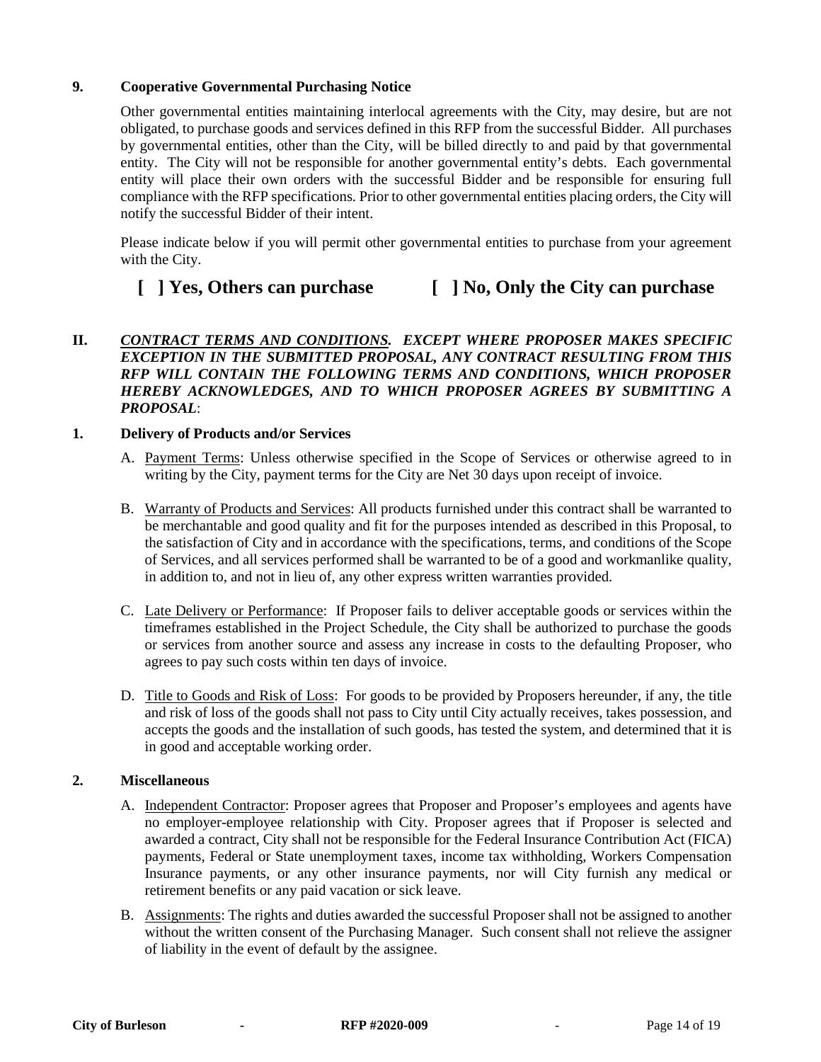### 9. Cooperative Governmental Purchasing Notice

Other governmental entities maintaining interlocal agreements with the City, may desire, but are not obligated, to purchase goods and services defined in this RFP from the successful Bidder. All purchases by governmental entities, other than the City, will be billed directly to and paid by that governmental entity. The City will not be responsible for another governmental entity's debts. Each governmental entity will place their own orders with the successful Bidder and be responsible for ensuring full compliance with the RFP specifications. Prior to other governmental entities placing orders, the City will notify the successful Bidder of their intent.

Please indicate below if you will permit other governmental entities to purchase from your agreement with the City.

**[ ] Yes, Others can purchase** **[ ] No, Only the City can purchase**

## II. ***CONTRACT TERMS AND CONDITIONS. EXCEPT WHERE PROPOSER MAKES SPECIFIC EXCEPTION IN THE SUBMITTED PROPOSAL, ANY CONTRACT RESULTING FROM THIS RFP WILL CONTAIN THE FOLLOWING TERMS AND CONDITIONS, WHICH PROPOSER HEREBY ACKNOWLEDGES, AND TO WHICH PROPOSER AGREES BY SUBMITTING A PROPOSAL***:

### 1. Delivery of Products and/or Services

A. Payment Terms: Unless otherwise specified in the Scope of Services or otherwise agreed to in writing by the City, payment terms for the City are Net 30 days upon receipt of invoice.

B. Warranty of Products and Services: All products furnished under this contract shall be warranted to be merchantable and good quality and fit for the purposes intended as described in this Proposal, to the satisfaction of City and in accordance with the specifications, terms, and conditions of the Scope of Services, and all services performed shall be warranted to be of a good and workmanlike quality, in addition to, and not in lieu of, any other express written warranties provided.

C. Late Delivery or Performance: If Proposer fails to deliver acceptable goods or services within the timeframes established in the Project Schedule, the City shall be authorized to purchase the goods or services from another source and assess any increase in costs to the defaulting Proposer, who agrees to pay such costs within ten days of invoice.

D. Title to Goods and Risk of Loss: For goods to be provided by Proposers hereunder, if any, the title and risk of loss of the goods shall not pass to City until City actually receives, takes possession, and accepts the goods and the installation of such goods, has tested the system, and determined that it is in good and acceptable working order.

### 2. Miscellaneous

A. Independent Contractor: Proposer agrees that Proposer and Proposer's employees and agents have no employer-employee relationship with City. Proposer agrees that if Proposer is selected and awarded a contract, City shall not be responsible for the Federal Insurance Contribution Act (FICA) payments, Federal or State unemployment taxes, income tax withholding, Workers Compensation Insurance payments, or any other insurance payments, nor will City furnish any medical or retirement benefits or any paid vacation or sick leave.

B. Assignments: The rights and duties awarded the successful Proposer shall not be assigned to another without the written consent of the Purchasing Manager. Such consent shall not relieve the assigner of liability in the event of default by the assignee.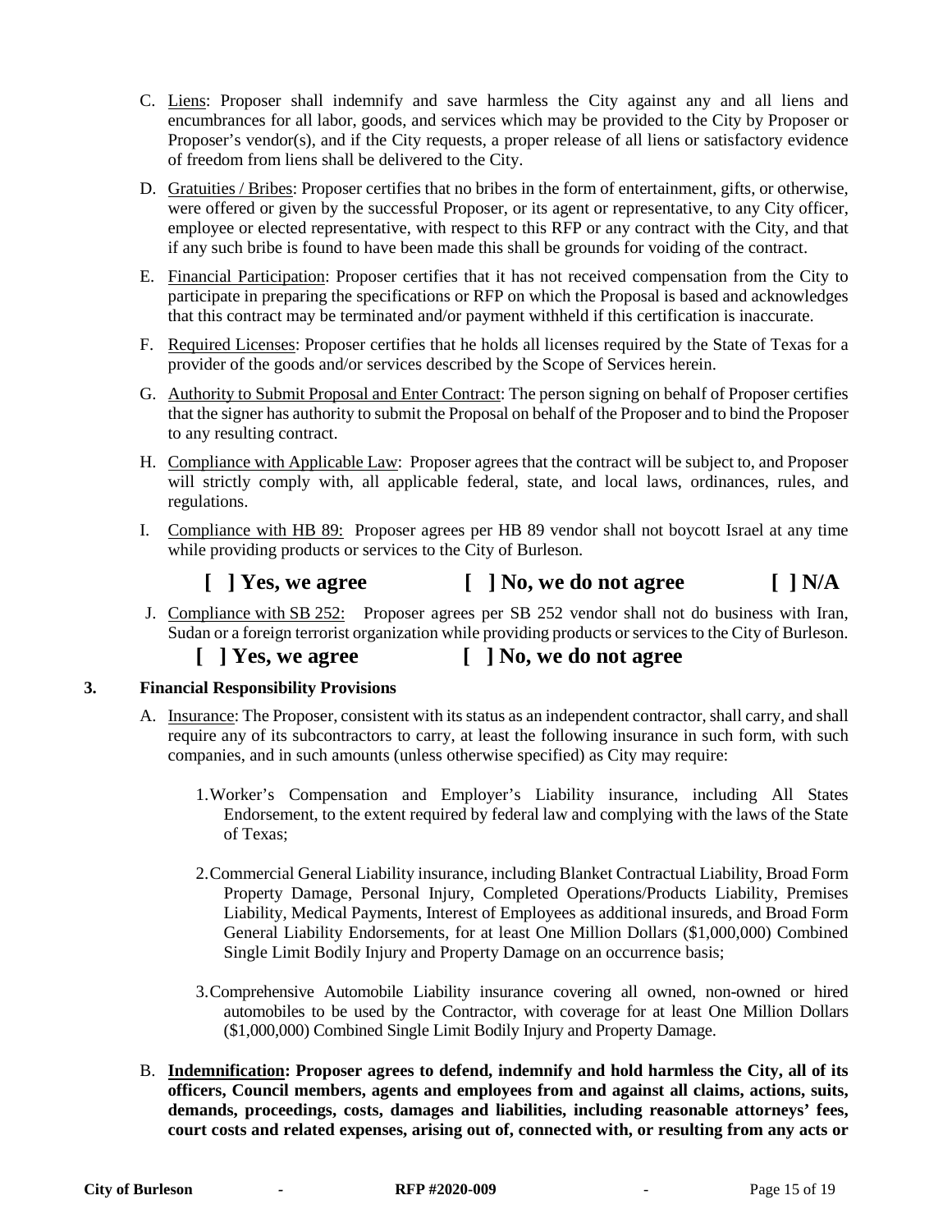C. Liens: Proposer shall indemnify and save harmless the City against any and all liens and encumbrances for all labor, goods, and services which may be provided to the City by Proposer or Proposer's vendor(s), and if the City requests, a proper release of all liens or satisfactory evidence of freedom from liens shall be delivered to the City.

D. Gratuities / Bribes: Proposer certifies that no bribes in the form of entertainment, gifts, or otherwise, were offered or given by the successful Proposer, or its agent or representative, to any City officer, employee or elected representative, with respect to this RFP or any contract with the City, and that if any such bribe is found to have been made this shall be grounds for voiding of the contract.

E. Financial Participation: Proposer certifies that it has not received compensation from the City to participate in preparing the specifications or RFP on which the Proposal is based and acknowledges that this contract may be terminated and/or payment withheld if this certification is inaccurate.

F. Required Licenses: Proposer certifies that he holds all licenses required by the State of Texas for a provider of the goods and/or services described by the Scope of Services herein.

G. Authority to Submit Proposal and Enter Contract: The person signing on behalf of Proposer certifies that the signer has authority to submit the Proposal on behalf of the Proposer and to bind the Proposer to any resulting contract.

H. Compliance with Applicable Law: Proposer agrees that the contract will be subject to, and Proposer will strictly comply with, all applicable federal, state, and local laws, ordinances, rules, and regulations.

I. Compliance with HB 89: Proposer agrees per HB 89 vendor shall not boycott Israel at any time while providing products or services to the City of Burleson.

**[ ] Yes, we agree** **[ ] No, we do not agree** **[ ] N/A**

J. Compliance with SB 252: Proposer agrees per SB 252 vendor shall not do business with Iran, Sudan or a foreign terrorist organization while providing products or services to the City of Burleson.

**[ ] Yes, we agree** **[ ] No, we do not agree**

**3. Financial Responsibility Provisions**

A. Insurance: The Proposer, consistent with its status as an independent contractor, shall carry, and shall require any of its subcontractors to carry, at least the following insurance in such form, with such companies, and in such amounts (unless otherwise specified) as City may require:

1. Worker's Compensation and Employer's Liability insurance, including All States Endorsement, to the extent required by federal law and complying with the laws of the State of Texas;

2. Commercial General Liability insurance, including Blanket Contractual Liability, Broad Form Property Damage, Personal Injury, Completed Operations/Products Liability, Premises Liability, Medical Payments, Interest of Employees as additional insureds, and Broad Form General Liability Endorsements, for at least One Million Dollars ($1,000,000) Combined Single Limit Bodily Injury and Property Damage on an occurrence basis;

3. Comprehensive Automobile Liability insurance covering all owned, non-owned or hired automobiles to be used by the Contractor, with coverage for at least One Million Dollars ($1,000,000) Combined Single Limit Bodily Injury and Property Damage.

B. **Indemnification: Proposer agrees to defend, indemnify and hold harmless the City, all of its officers, Council members, agents and employees from and against all claims, actions, suits, demands, proceedings, costs, damages and liabilities, including reasonable attorneys' fees, court costs and related expenses, arising out of, connected with, or resulting from any acts or**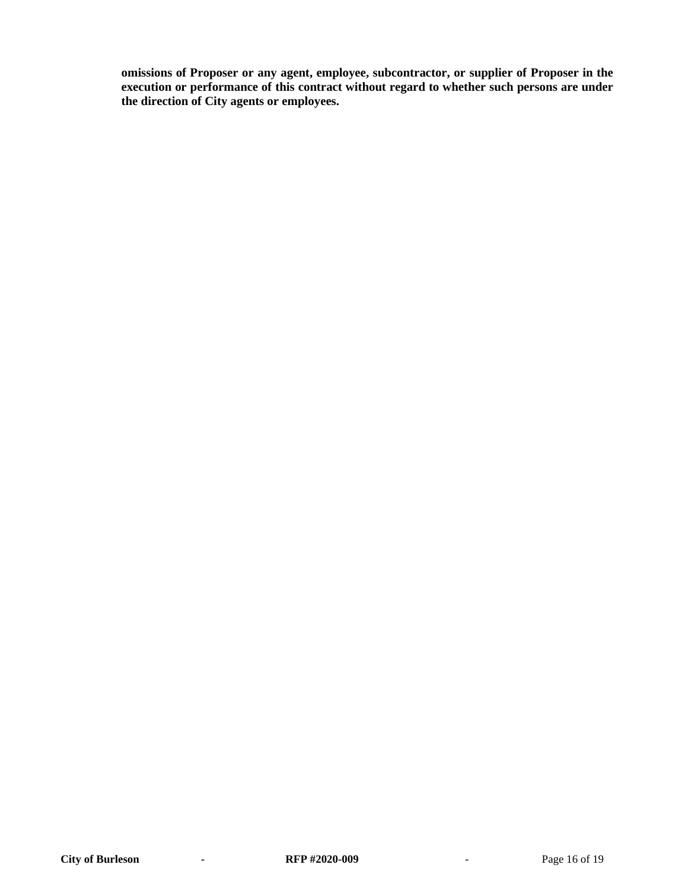**omissions of Proposer or any agent, employee, subcontractor, or supplier of Proposer in the execution or performance of this contract without regard to whether such persons are under the direction of City agents or employees.**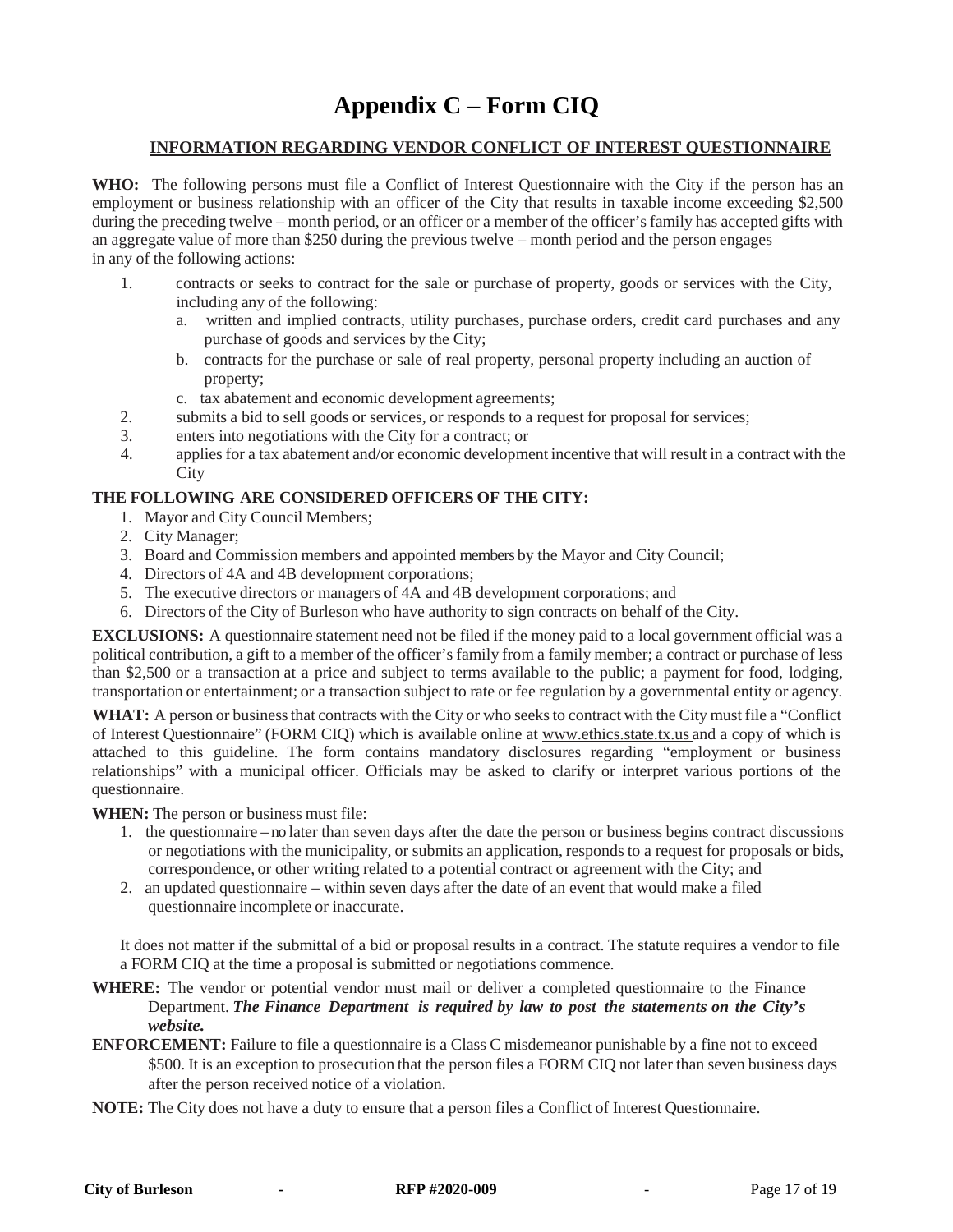# Appendix C – Form CIQ

## INFORMATION REGARDING VENDOR CONFLICT OF INTEREST QUESTIONNAIRE

**WHO:** The following persons must file a Conflict of Interest Questionnaire with the City if the person has an employment or business relationship with an officer of the City that results in taxable income exceeding $2,500 during the preceding twelve – month period, or an officer or a member of the officer's family has accepted gifts with an aggregate value of more than $250 during the previous twelve – month period and the person engages in any of the following actions:

1. contracts or seeks to contract for the sale or purchase of property, goods or services with the City, including any of the following:
   a. written and implied contracts, utility purchases, purchase orders, credit card purchases and any purchase of goods and services by the City;
   b. contracts for the purchase or sale of real property, personal property including an auction of property;
   c. tax abatement and economic development agreements;
2. submits a bid to sell goods or services, or responds to a request for proposal for services;
3. enters into negotiations with the City for a contract; or
4. applies for a tax abatement and/or economic development incentive that will result in a contract with the City

**THE FOLLOWING ARE CONSIDERED OFFICERS OF THE CITY:**

1. Mayor and City Council Members;
2. City Manager;
3. Board and Commission members and appointed members by the Mayor and City Council;
4. Directors of 4A and 4B development corporations;
5. The executive directors or managers of 4A and 4B development corporations; and
6. Directors of the City of Burleson who have authority to sign contracts on behalf of the City.

**EXCLUSIONS:** A questionnaire statement need not be filed if the money paid to a local government official was a political contribution, a gift to a member of the officer's family from a family member; a contract or purchase of less than $2,500 or a transaction at a price and subject to terms available to the public; a payment for food, lodging, transportation or entertainment; or a transaction subject to rate or fee regulation by a governmental entity or agency.

**WHAT:** A person or business that contracts with the City or who seeks to contract with the City must file a "Conflict of Interest Questionnaire" (FORM CIQ) which is available online at www.ethics.state.tx.us and a copy of which is attached to this guideline. The form contains mandatory disclosures regarding "employment or business relationships" with a municipal officer. Officials may be asked to clarify or interpret various portions of the questionnaire.

**WHEN:** The person or business must file:

1. the questionnaire – no later than seven days after the date the person or business begins contract discussions or negotiations with the municipality, or submits an application, responds to a request for proposals or bids, correspondence, or other writing related to a potential contract or agreement with the City; and
2. an updated questionnaire – within seven days after the date of an event that would make a filed questionnaire incomplete or inaccurate.

It does not matter if the submittal of a bid or proposal results in a contract. The statute requires a vendor to file a FORM CIQ at the time a proposal is submitted or negotiations commence.

**WHERE:** The vendor or potential vendor must mail or deliver a completed questionnaire to the Finance Department. ***The Finance Department is required by law to post the statements on the City's website.***

**ENFORCEMENT:** Failure to file a questionnaire is a Class C misdemeanor punishable by a fine not to exceed $500. It is an exception to prosecution that the person files a FORM CIQ not later than seven business days after the person received notice of a violation.

**NOTE:** The City does not have a duty to ensure that a person files a Conflict of Interest Questionnaire.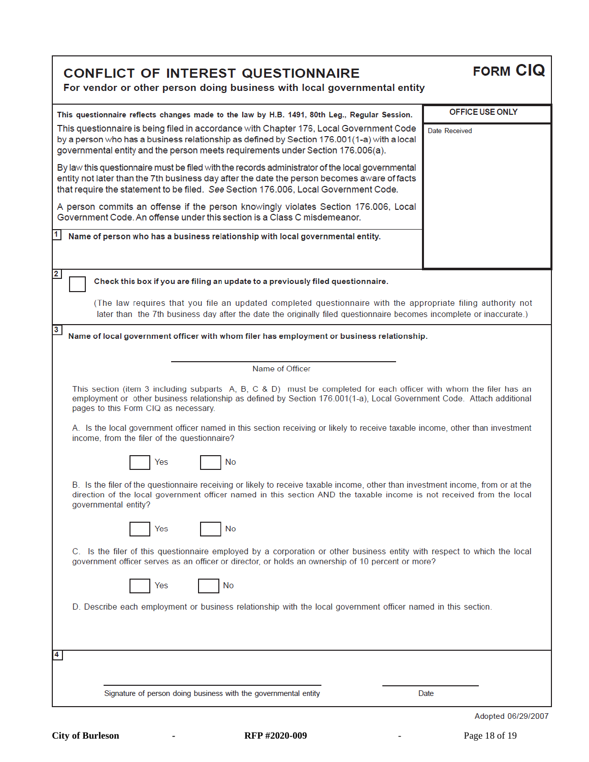# CONFLICT OF INTEREST QUESTIONNAIRE

**For vendor or other person doing business with local governmental entity**

## FORM CIQ

**This questionnaire reflects changes made to the law by H.B. 1491, 80th Leg., Regular Session.**

This questionnaire is being filed in accordance with Chapter 176, Local Government Code by a person who has a business relationship as defined by Section 176.001(1-a) with a local governmental entity and the person meets requirements under Section 176.006(a).

By law this questionnaire must be filed with the records administrator of the local governmental entity not later than the 7th business day after the date the person becomes aware of facts that require the statement to be filed. *See* Section 176.006, Local Government Code.

A person commits an offense if the person knowingly violates Section 176.006, Local Government Code. An offense under this section is a Class C misdemeanor.

**OFFICE USE ONLY**

Date Received

**1** **Name of person who has a business relationship with local governmental entity.**

**2** ☐ **Check this box if you are filing an update to a previously filed questionnaire.**

(The law requires that you file an updated completed questionnaire with the appropriate filing authority not later than the 7th business day after the date the originally filed questionnaire becomes incomplete or inaccurate.)

**3** **Name of local government officer with whom filer has employment or business relationship.**

_______________________________

Name of Officer

This section (item 3 including subparts A, B, C & D) must be completed for each officer with whom the filer has an employment or other business relationship as defined by Section 176.001(1-a), Local Government Code. Attach additional pages to this Form CIQ as necessary.

A. Is the local government officer named in this section receiving or likely to receive taxable income, other than investment income, from the filer of the questionnaire?

☐ Yes ☐ No

B. Is the filer of the questionnaire receiving or likely to receive taxable income, other than investment income, from or at the direction of the local government officer named in this section AND the taxable income is not received from the local governmental entity?

☐ Yes ☐ No

C. Is the filer of this questionnaire employed by a corporation or other business entity with respect to which the local government officer serves as an officer or director, or holds an ownership of 10 percent or more?

☐ Yes ☐ No

D. Describe each employment or business relationship with the local government officer named in this section.

**4**

_______________________________ _______________

Signature of person doing business with the governmental entity Date

Adopted 06/29/2007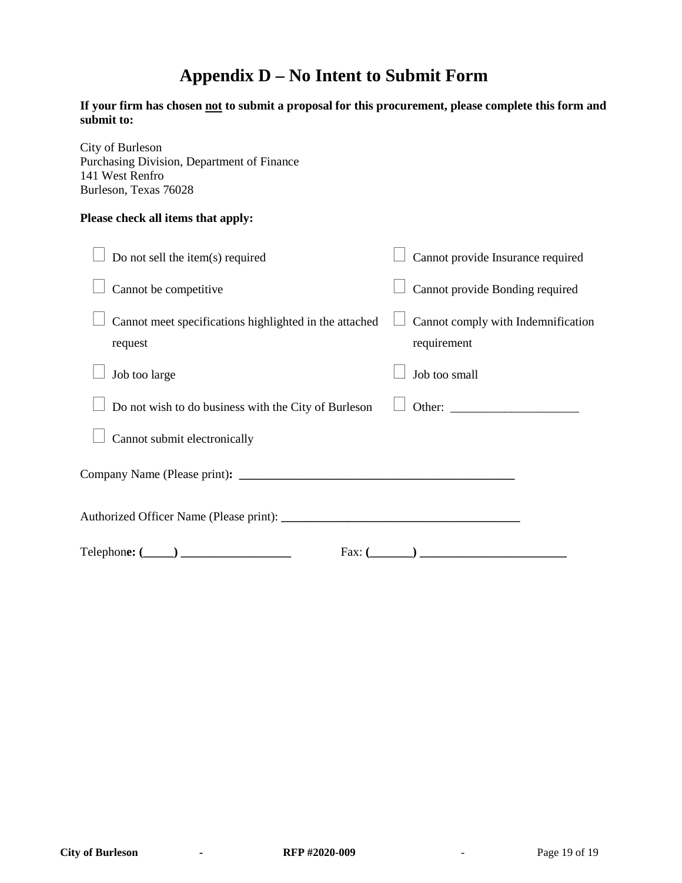# Appendix D – No Intent to Submit Form

**If your firm has chosen <u>not</u> to submit a proposal for this procurement, please complete this form and submit to:**

City of Burleson
Purchasing Division, Department of Finance
141 West Renfro
Burleson, Texas 76028

**Please check all items that apply:**

- ☐ Do not sell the item(s) required
- ☐ Cannot provide Insurance required
- ☐ Cannot be competitive
- ☐ Cannot provide Bonding required
- ☐ Cannot meet specifications highlighted in the attached request
- ☐ Cannot comply with Indemnification requirement
- ☐ Job too large
- ☐ Job too small
- ☐ Do not wish to do business with the City of Burleson
- ☐ Other: ____________________
- ☐ Cannot submit electronically

Company Name (Please print)**: ____________________________________________**

Authorized Officer Name (Please print): **_______________________________________**

Telephon**e: (_____) __________________**      Fax: **(_______) ________________________**